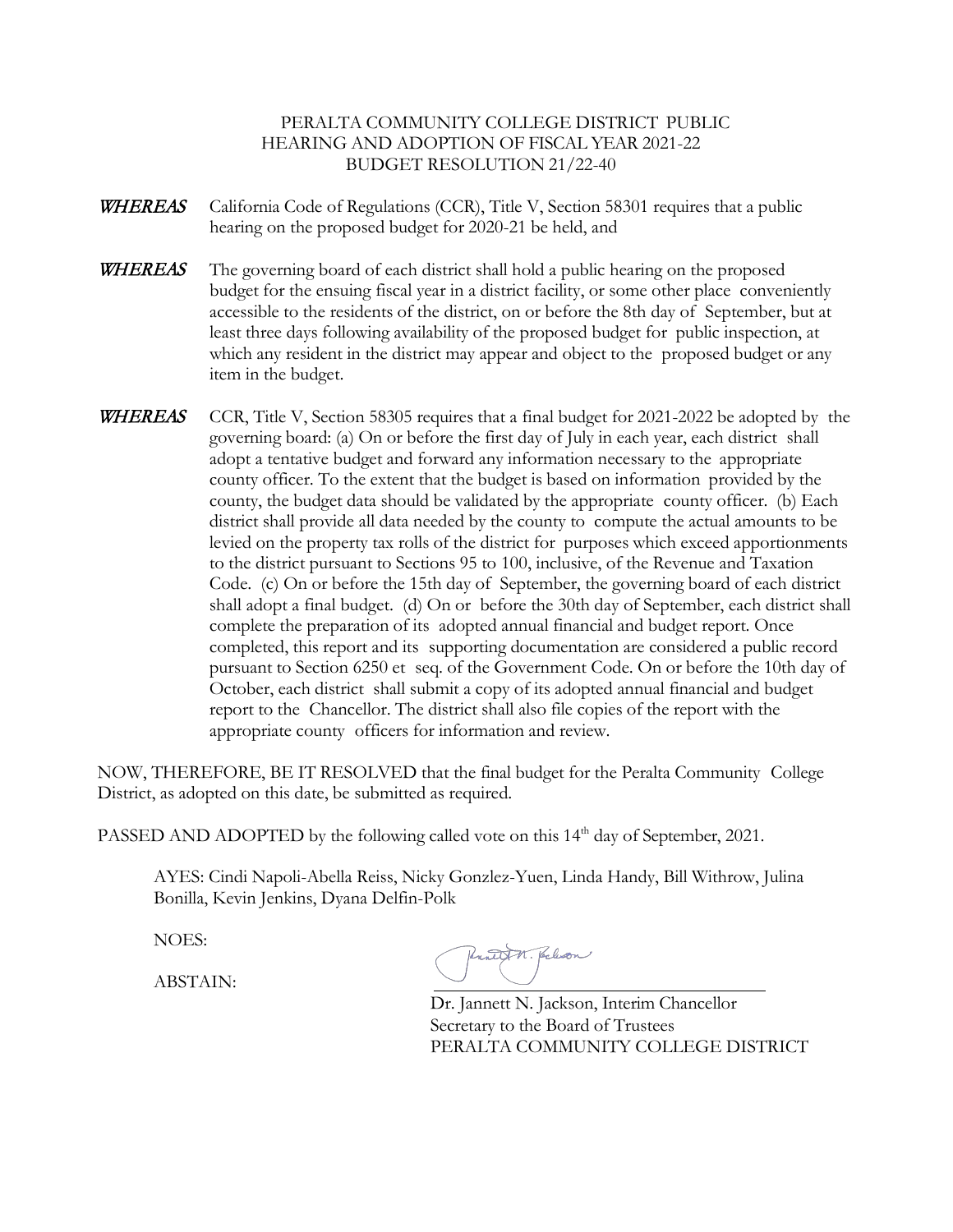PERALTA COMMUNITY COLLEGE DISTRICT PUBLIC HEARING AND ADOPTION OF FISCAL YEAR 2021-22 BUDGET RESOLUTION 21/22-40

***WHEREAS*** California Code of Regulations (CCR), Title V, Section 58301 requires that a public hearing on the proposed budget for 2020-21 be held, and

***WHEREAS*** The governing board of each district shall hold a public hearing on the proposed budget for the ensuing fiscal year in a district facility, or some other place conveniently accessible to the residents of the district, on or before the 8th day of September, but at least three days following availability of the proposed budget for public inspection, at which any resident in the district may appear and object to the proposed budget or any item in the budget.

***WHEREAS*** CCR, Title V, Section 58305 requires that a final budget for 2021-2022 be adopted by the governing board: (a) On or before the first day of July in each year, each district shall adopt a tentative budget and forward any information necessary to the appropriate county officer. To the extent that the budget is based on information provided by the county, the budget data should be validated by the appropriate county officer. (b) Each district shall provide all data needed by the county to compute the actual amounts to be levied on the property tax rolls of the district for purposes which exceed apportionments to the district pursuant to Sections 95 to 100, inclusive, of the Revenue and Taxation Code. (c) On or before the 15th day of September, the governing board of each district shall adopt a final budget. (d) On or before the 30th day of September, each district shall complete the preparation of its adopted annual financial and budget report. Once completed, this report and its supporting documentation are considered a public record pursuant to Section 6250 et seq. of the Government Code. On or before the 10th day of October, each district shall submit a copy of its adopted annual financial and budget report to the Chancellor. The district shall also file copies of the report with the appropriate county officers for information and review.

NOW, THEREFORE, BE IT RESOLVED that the final budget for the Peralta Community College District, as adopted on this date, be submitted as required.

PASSED AND ADOPTED by the following called vote on this 14th day of September, 2021.

AYES: Cindi Napoli-Abella Reiss, Nicky Gonzlez-Yuen, Linda Handy, Bill Withrow, Julina Bonilla, Kevin Jenkins, Dyana Delfin-Polk

NOES:

ABSTAIN:

Dr. Jannett N. Jackson, Interim Chancellor
Secretary to the Board of Trustees
PERALTA COMMUNITY COLLEGE DISTRICT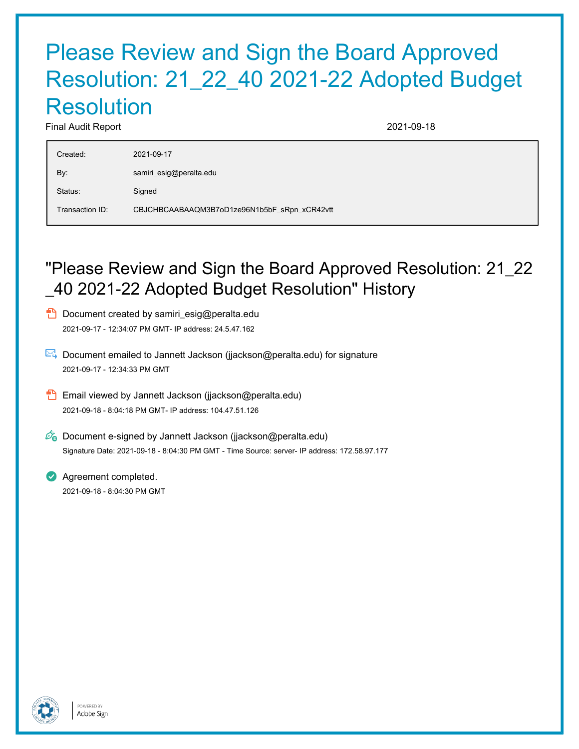# Please Review and Sign the Board Approved Resolution: 21_22_40 2021-22 Adopted Budget Resolution

Final Audit Report 2021-09-18

| | |
|---|---|
| Created: | 2021-09-17 |
| By: | samiri_esig@peralta.edu |
| Status: | Signed |
| Transaction ID: | CBJCHBCAABAAQM3B7oD1ze96N1b5bF_sRpn_xCR42vtt |

## "Please Review and Sign the Board Approved Resolution: 21_22_40 2021-22 Adopted Budget Resolution" History

- Document created by samiri_esig@peralta.edu
  2021-09-17 - 12:34:07 PM GMT- IP address: 24.5.47.162

- Document emailed to Jannett Jackson (jjackson@peralta.edu) for signature
  2021-09-17 - 12:34:33 PM GMT

- Email viewed by Jannett Jackson (jjackson@peralta.edu)
  2021-09-18 - 8:04:18 PM GMT- IP address: 104.47.51.126

- Document e-signed by Jannett Jackson (jjackson@peralta.edu)
  Signature Date: 2021-09-18 - 8:04:30 PM GMT - Time Source: server- IP address: 172.58.97.177

- Agreement completed.
  2021-09-18 - 8:04:30 PM GMT

POWERED BY Adobe Sign